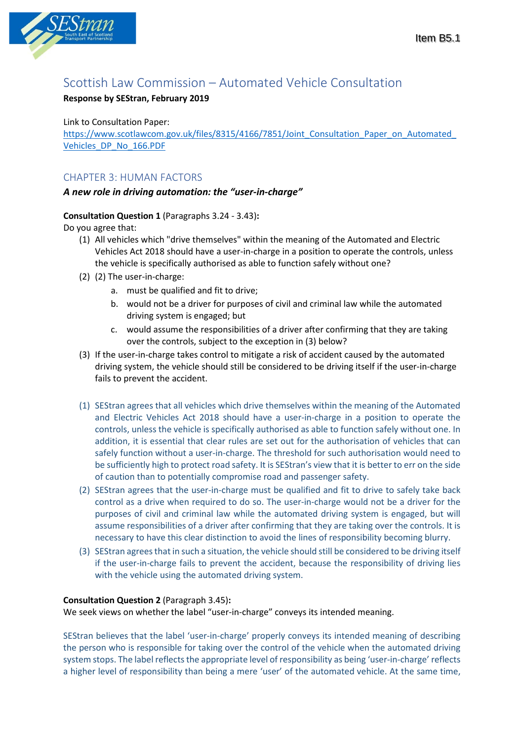Item B5.1

# Scottish Law Commission – Automated Vehicle Consultation

**Response by SEStran, February 2019**

Link to Consultation Paper:
[https://www.scotlawcom.gov.uk/files/8315/4166/7851/Joint_Consultation_Paper_on_Automated_Vehicles_DP_No_166.PDF](https://www.scotlawcom.gov.uk/files/8315/4166/7851/Joint_Consultation_Paper_on_Automated_Vehicles_DP_No_166.PDF)

## CHAPTER 3: HUMAN FACTORS

***A new role in driving automation: the "user-in-charge"***

**Consultation Question 1** (Paragraphs 3.24 - 3.43)**:**
Do you agree that:

(1) All vehicles which "drive themselves" within the meaning of the Automated and Electric Vehicles Act 2018 should have a user-in-charge in a position to operate the controls, unless the vehicle is specifically authorised as able to function safely without one?

(2) (2) The user-in-charge:

   a. must be qualified and fit to drive;
   b. would not be a driver for purposes of civil and criminal law while the automated driving system is engaged; but
   c. would assume the responsibilities of a driver after confirming that they are taking over the controls, subject to the exception in (3) below?

(3) If the user-in-charge takes control to mitigate a risk of accident caused by the automated driving system, the vehicle should still be considered to be driving itself if the user-in-charge fails to prevent the accident.

(1) SEStran agrees that all vehicles which drive themselves within the meaning of the Automated and Electric Vehicles Act 2018 should have a user-in-charge in a position to operate the controls, unless the vehicle is specifically authorised as able to function safely without one. In addition, it is essential that clear rules are set out for the authorisation of vehicles that can safely function without a user-in-charge. The threshold for such authorisation would need to be sufficiently high to protect road safety. It is SEStran's view that it is better to err on the side of caution than to potentially compromise road and passenger safety.

(2) SEStran agrees that the user-in-charge must be qualified and fit to drive to safely take back control as a drive when required to do so. The user-in-charge would not be a driver for the purposes of civil and criminal law while the automated driving system is engaged, but will assume responsibilities of a driver after confirming that they are taking over the controls. It is necessary to have this clear distinction to avoid the lines of responsibility becoming blurry.

(3) SEStran agrees that in such a situation, the vehicle should still be considered to be driving itself if the user-in-charge fails to prevent the accident, because the responsibility of driving lies with the vehicle using the automated driving system.

**Consultation Question 2** (Paragraph 3.45)**:**
We seek views on whether the label "user-in-charge" conveys its intended meaning.

SEStran believes that the label 'user-in-charge' properly conveys its intended meaning of describing the person who is responsible for taking over the control of the vehicle when the automated driving system stops. The label reflects the appropriate level of responsibility as being 'user-in-charge' reflects a higher level of responsibility than being a mere 'user' of the automated vehicle. At the same time,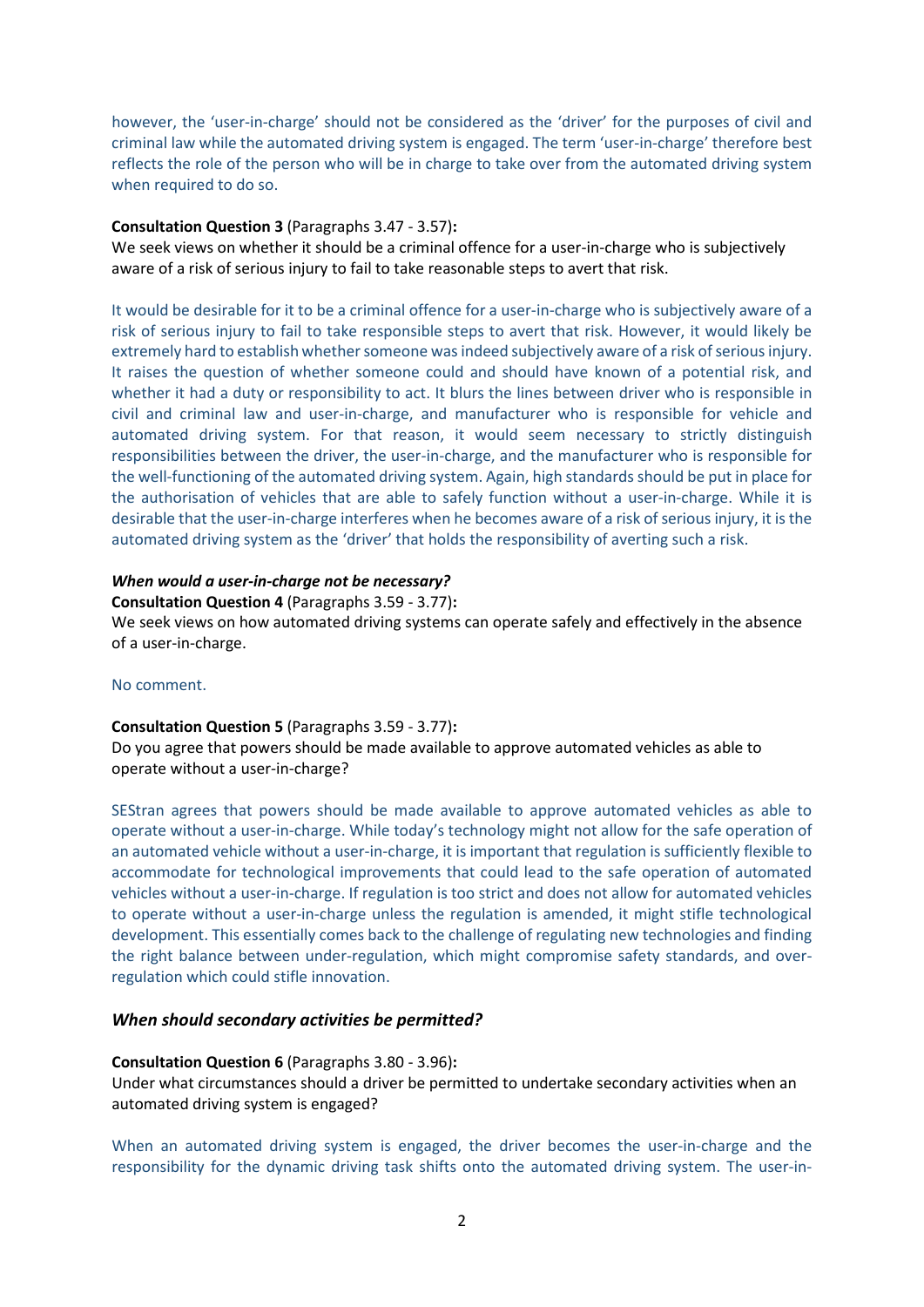however, the 'user-in-charge' should not be considered as the 'driver' for the purposes of civil and criminal law while the automated driving system is engaged. The term 'user-in-charge' therefore best reflects the role of the person who will be in charge to take over from the automated driving system when required to do so.

**Consultation Question 3** (Paragraphs 3.47 - 3.57)**:**
We seek views on whether it should be a criminal offence for a user-in-charge who is subjectively aware of a risk of serious injury to fail to take reasonable steps to avert that risk.

It would be desirable for it to be a criminal offence for a user-in-charge who is subjectively aware of a risk of serious injury to fail to take responsible steps to avert that risk. However, it would likely be extremely hard to establish whether someone was indeed subjectively aware of a risk of serious injury. It raises the question of whether someone could and should have known of a potential risk, and whether it had a duty or responsibility to act. It blurs the lines between driver who is responsible in civil and criminal law and user-in-charge, and manufacturer who is responsible for vehicle and automated driving system. For that reason, it would seem necessary to strictly distinguish responsibilities between the driver, the user-in-charge, and the manufacturer who is responsible for the well-functioning of the automated driving system. Again, high standards should be put in place for the authorisation of vehicles that are able to safely function without a user-in-charge. While it is desirable that the user-in-charge interferes when he becomes aware of a risk of serious injury, it is the automated driving system as the 'driver' that holds the responsibility of averting such a risk.

***When would a user-in-charge not be necessary?***

**Consultation Question 4** (Paragraphs 3.59 - 3.77)**:**
We seek views on how automated driving systems can operate safely and effectively in the absence of a user-in-charge.

No comment.

**Consultation Question 5** (Paragraphs 3.59 - 3.77)**:**
Do you agree that powers should be made available to approve automated vehicles as able to operate without a user-in-charge?

SEStran agrees that powers should be made available to approve automated vehicles as able to operate without a user-in-charge. While today's technology might not allow for the safe operation of an automated vehicle without a user-in-charge, it is important that regulation is sufficiently flexible to accommodate for technological improvements that could lead to the safe operation of automated vehicles without a user-in-charge. If regulation is too strict and does not allow for automated vehicles to operate without a user-in-charge unless the regulation is amended, it might stifle technological development. This essentially comes back to the challenge of regulating new technologies and finding the right balance between under-regulation, which might compromise safety standards, and over-regulation which could stifle innovation.

### *When should secondary activities be permitted?*

**Consultation Question 6** (Paragraphs 3.80 - 3.96)**:**
Under what circumstances should a driver be permitted to undertake secondary activities when an automated driving system is engaged?

When an automated driving system is engaged, the driver becomes the user-in-charge and the responsibility for the dynamic driving task shifts onto the automated driving system. The user-in-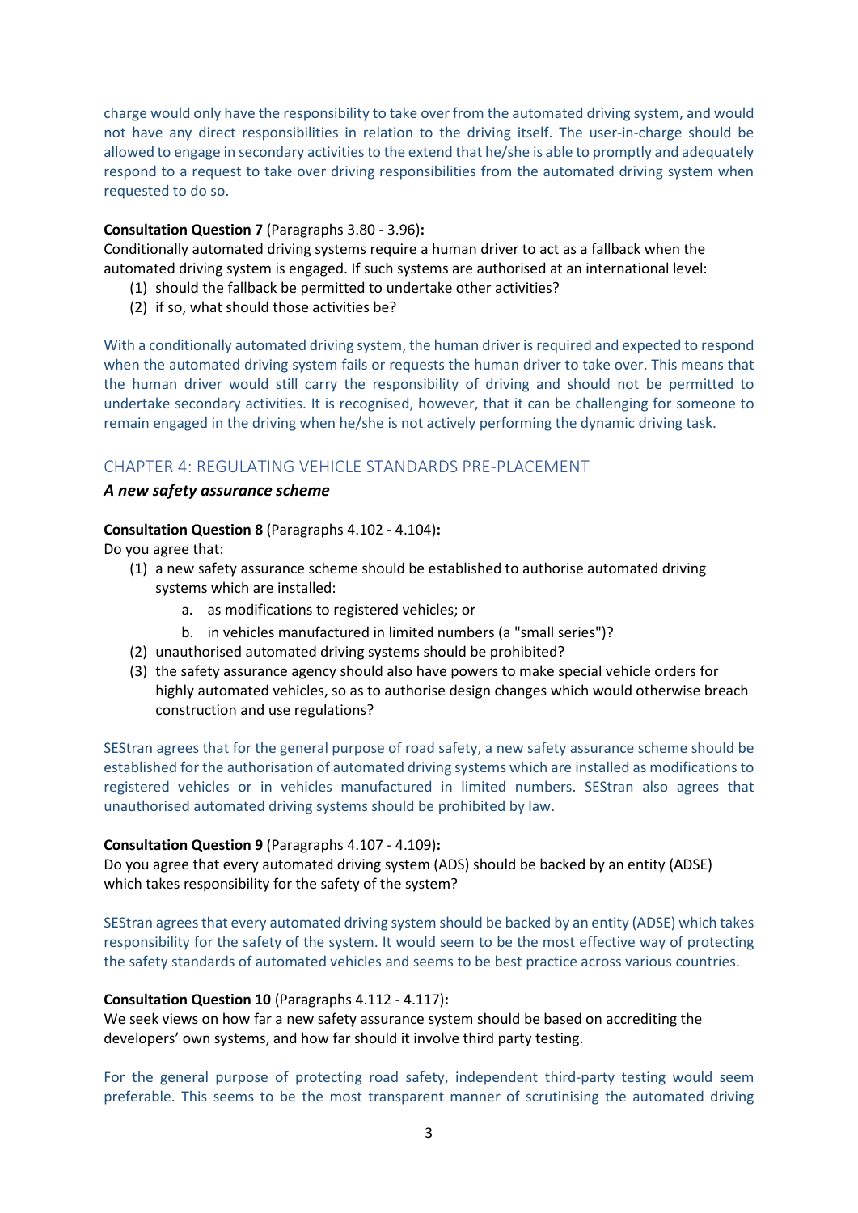charge would only have the responsibility to take over from the automated driving system, and would not have any direct responsibilities in relation to the driving itself. The user-in-charge should be allowed to engage in secondary activities to the extend that he/she is able to promptly and adequately respond to a request to take over driving responsibilities from the automated driving system when requested to do so.

**Consultation Question 7** (Paragraphs 3.80 - 3.96)**:**
Conditionally automated driving systems require a human driver to act as a fallback when the automated driving system is engaged. If such systems are authorised at an international level:

(1) should the fallback be permitted to undertake other activities?
(2) if so, what should those activities be?

With a conditionally automated driving system, the human driver is required and expected to respond when the automated driving system fails or requests the human driver to take over. This means that the human driver would still carry the responsibility of driving and should not be permitted to undertake secondary activities. It is recognised, however, that it can be challenging for someone to remain engaged in the driving when he/she is not actively performing the dynamic driving task.

## CHAPTER 4: REGULATING VEHICLE STANDARDS PRE-PLACEMENT

### *A new safety assurance scheme*

**Consultation Question 8** (Paragraphs 4.102 - 4.104)**:**
Do you agree that:

(1) a new safety assurance scheme should be established to authorise automated driving systems which are installed:
   a. as modifications to registered vehicles; or
   b. in vehicles manufactured in limited numbers (a "small series")?
(2) unauthorised automated driving systems should be prohibited?
(3) the safety assurance agency should also have powers to make special vehicle orders for highly automated vehicles, so as to authorise design changes which would otherwise breach construction and use regulations?

SEStran agrees that for the general purpose of road safety, a new safety assurance scheme should be established for the authorisation of automated driving systems which are installed as modifications to registered vehicles or in vehicles manufactured in limited numbers. SEStran also agrees that unauthorised automated driving systems should be prohibited by law.

**Consultation Question 9** (Paragraphs 4.107 - 4.109)**:**
Do you agree that every automated driving system (ADS) should be backed by an entity (ADSE) which takes responsibility for the safety of the system?

SEStran agrees that every automated driving system should be backed by an entity (ADSE) which takes responsibility for the safety of the system. It would seem to be the most effective way of protecting the safety standards of automated vehicles and seems to be best practice across various countries.

**Consultation Question 10** (Paragraphs 4.112 - 4.117)**:**
We seek views on how far a new safety assurance system should be based on accrediting the developers' own systems, and how far should it involve third party testing.

For the general purpose of protecting road safety, independent third-party testing would seem preferable. This seems to be the most transparent manner of scrutinising the automated driving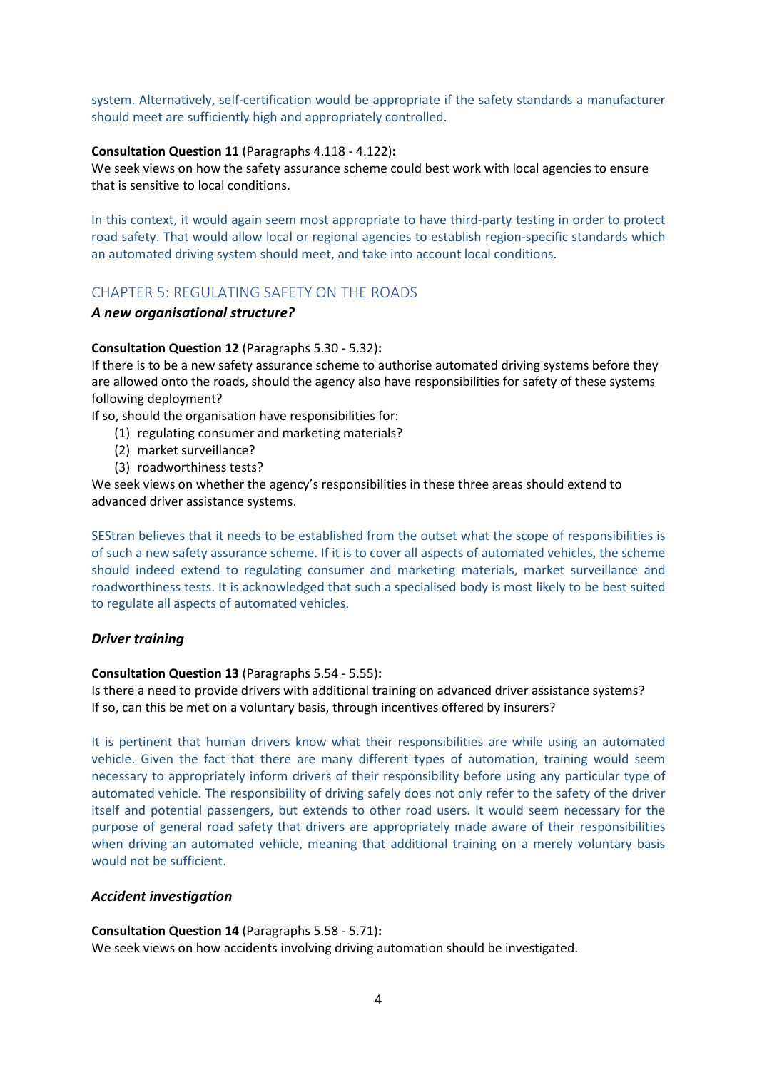system. Alternatively, self-certification would be appropriate if the safety standards a manufacturer should meet are sufficiently high and appropriately controlled.

**Consultation Question 11** (Paragraphs 4.118 - 4.122)**:**
We seek views on how the safety assurance scheme could best work with local agencies to ensure that is sensitive to local conditions.

In this context, it would again seem most appropriate to have third-party testing in order to protect road safety. That would allow local or regional agencies to establish region-specific standards which an automated driving system should meet, and take into account local conditions.

## CHAPTER 5: REGULATING SAFETY ON THE ROADS

***A new organisational structure?***

**Consultation Question 12** (Paragraphs 5.30 - 5.32)**:**
If there is to be a new safety assurance scheme to authorise automated driving systems before they are allowed onto the roads, should the agency also have responsibilities for safety of these systems following deployment?
If so, should the organisation have responsibilities for:

(1) regulating consumer and marketing materials?
(2) market surveillance?
(3) roadworthiness tests?

We seek views on whether the agency's responsibilities in these three areas should extend to advanced driver assistance systems.

SEStran believes that it needs to be established from the outset what the scope of responsibilities is of such a new safety assurance scheme. If it is to cover all aspects of automated vehicles, the scheme should indeed extend to regulating consumer and marketing materials, market surveillance and roadworthiness tests. It is acknowledged that such a specialised body is most likely to be best suited to regulate all aspects of automated vehicles.

***Driver training***

**Consultation Question 13** (Paragraphs 5.54 - 5.55)**:**
Is there a need to provide drivers with additional training on advanced driver assistance systems?
If so, can this be met on a voluntary basis, through incentives offered by insurers?

It is pertinent that human drivers know what their responsibilities are while using an automated vehicle. Given the fact that there are many different types of automation, training would seem necessary to appropriately inform drivers of their responsibility before using any particular type of automated vehicle. The responsibility of driving safely does not only refer to the safety of the driver itself and potential passengers, but extends to other road users. It would seem necessary for the purpose of general road safety that drivers are appropriately made aware of their responsibilities when driving an automated vehicle, meaning that additional training on a merely voluntary basis would not be sufficient.

***Accident investigation***

**Consultation Question 14** (Paragraphs 5.58 - 5.71)**:**
We seek views on how accidents involving driving automation should be investigated.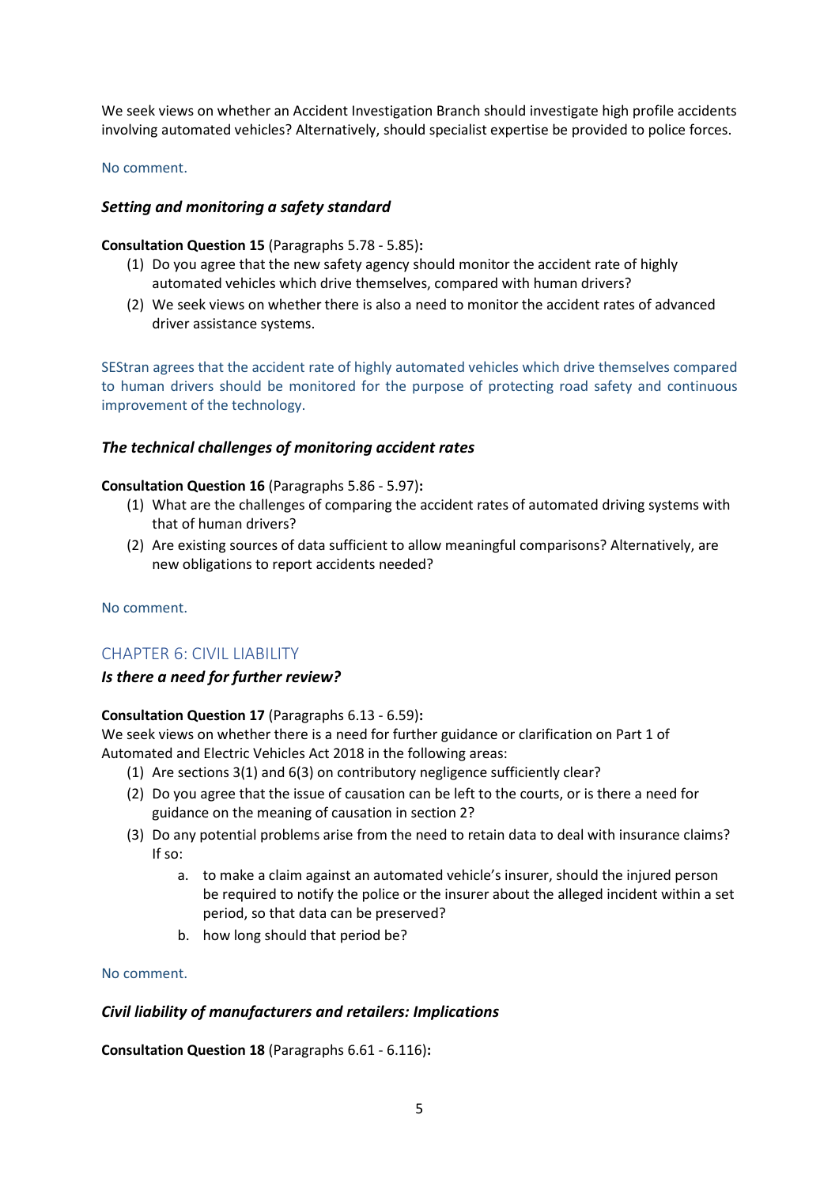We seek views on whether an Accident Investigation Branch should investigate high profile accidents involving automated vehicles? Alternatively, should specialist expertise be provided to police forces.

No comment.

### *Setting and monitoring a safety standard*

**Consultation Question 15** (Paragraphs 5.78 - 5.85)**:**

(1) Do you agree that the new safety agency should monitor the accident rate of highly automated vehicles which drive themselves, compared with human drivers?

(2) We seek views on whether there is also a need to monitor the accident rates of advanced driver assistance systems.

SEStran agrees that the accident rate of highly automated vehicles which drive themselves compared to human drivers should be monitored for the purpose of protecting road safety and continuous improvement of the technology.

### *The technical challenges of monitoring accident rates*

**Consultation Question 16** (Paragraphs 5.86 - 5.97)**:**

(1) What are the challenges of comparing the accident rates of automated driving systems with that of human drivers?

(2) Are existing sources of data sufficient to allow meaningful comparisons? Alternatively, are new obligations to report accidents needed?

No comment.

## CHAPTER 6: CIVIL LIABILITY

### *Is there a need for further review?*

**Consultation Question 17** (Paragraphs 6.13 - 6.59)**:**

We seek views on whether there is a need for further guidance or clarification on Part 1 of Automated and Electric Vehicles Act 2018 in the following areas:

(1) Are sections 3(1) and 6(3) on contributory negligence sufficiently clear?

(2) Do you agree that the issue of causation can be left to the courts, or is there a need for guidance on the meaning of causation in section 2?

(3) Do any potential problems arise from the need to retain data to deal with insurance claims? If so:

   a. to make a claim against an automated vehicle's insurer, should the injured person be required to notify the police or the insurer about the alleged incident within a set period, so that data can be preserved?

   b. how long should that period be?

No comment.

### *Civil liability of manufacturers and retailers: Implications*

**Consultation Question 18** (Paragraphs 6.61 - 6.116)**:**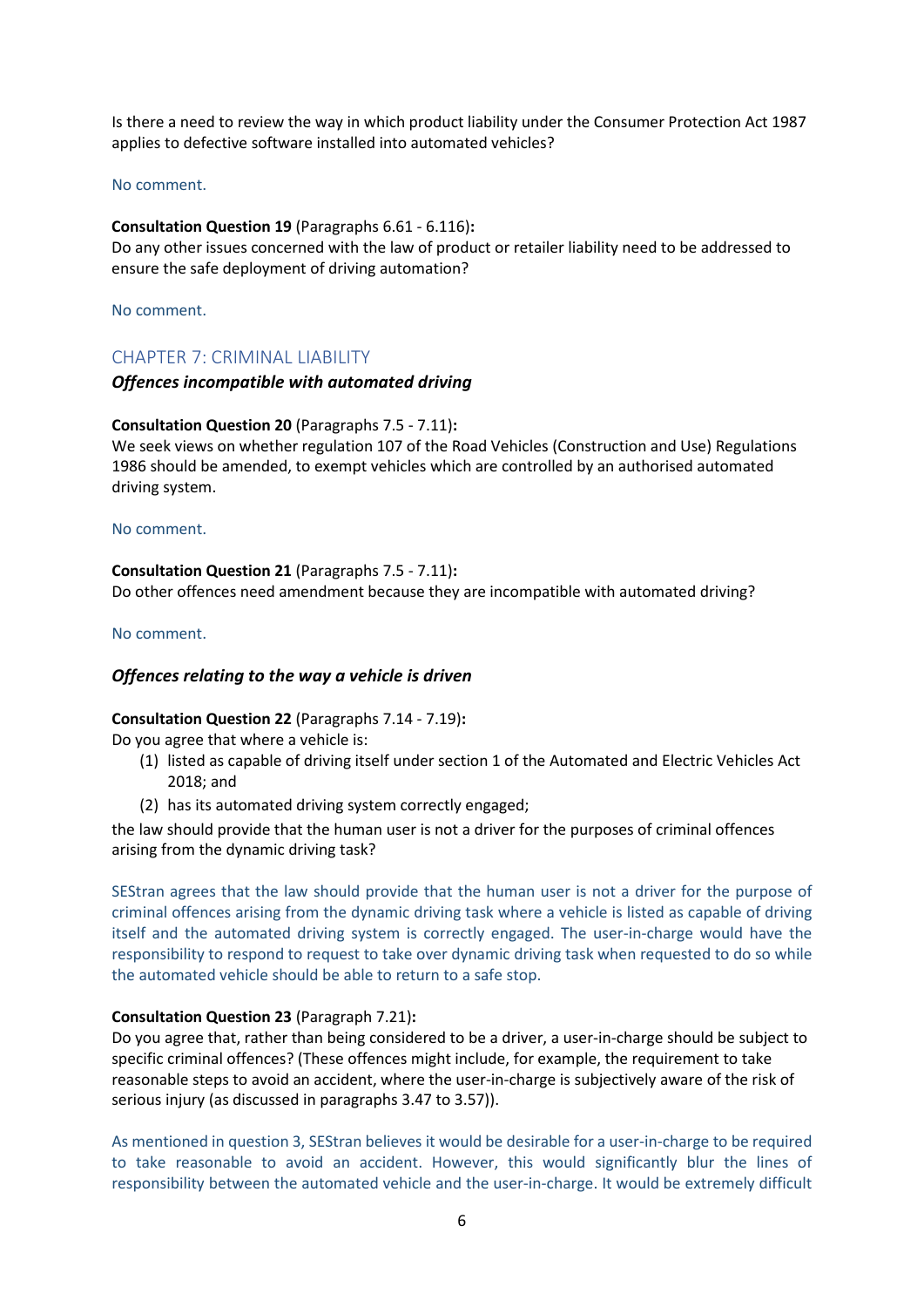Is there a need to review the way in which product liability under the Consumer Protection Act 1987 applies to defective software installed into automated vehicles?

No comment.

**Consultation Question 19** (Paragraphs 6.61 - 6.116)**:**
Do any other issues concerned with the law of product or retailer liability need to be addressed to ensure the safe deployment of driving automation?

No comment.

## CHAPTER 7: CRIMINAL LIABILITY

### *Offences incompatible with automated driving*

**Consultation Question 20** (Paragraphs 7.5 - 7.11)**:**
We seek views on whether regulation 107 of the Road Vehicles (Construction and Use) Regulations 1986 should be amended, to exempt vehicles which are controlled by an authorised automated driving system.

No comment.

**Consultation Question 21** (Paragraphs 7.5 - 7.11)**:**
Do other offences need amendment because they are incompatible with automated driving?

No comment.

### *Offences relating to the way a vehicle is driven*

**Consultation Question 22** (Paragraphs 7.14 - 7.19)**:**
Do you agree that where a vehicle is:

(1) listed as capable of driving itself under section 1 of the Automated and Electric Vehicles Act 2018; and
(2) has its automated driving system correctly engaged;

the law should provide that the human user is not a driver for the purposes of criminal offences arising from the dynamic driving task?

SEStran agrees that the law should provide that the human user is not a driver for the purpose of criminal offences arising from the dynamic driving task where a vehicle is listed as capable of driving itself and the automated driving system is correctly engaged. The user-in-charge would have the responsibility to respond to request to take over dynamic driving task when requested to do so while the automated vehicle should be able to return to a safe stop.

**Consultation Question 23** (Paragraph 7.21)**:**
Do you agree that, rather than being considered to be a driver, a user-in-charge should be subject to specific criminal offences? (These offences might include, for example, the requirement to take reasonable steps to avoid an accident, where the user-in-charge is subjectively aware of the risk of serious injury (as discussed in paragraphs 3.47 to 3.57)).

As mentioned in question 3, SEStran believes it would be desirable for a user-in-charge to be required to take reasonable to avoid an accident. However, this would significantly blur the lines of responsibility between the automated vehicle and the user-in-charge. It would be extremely difficult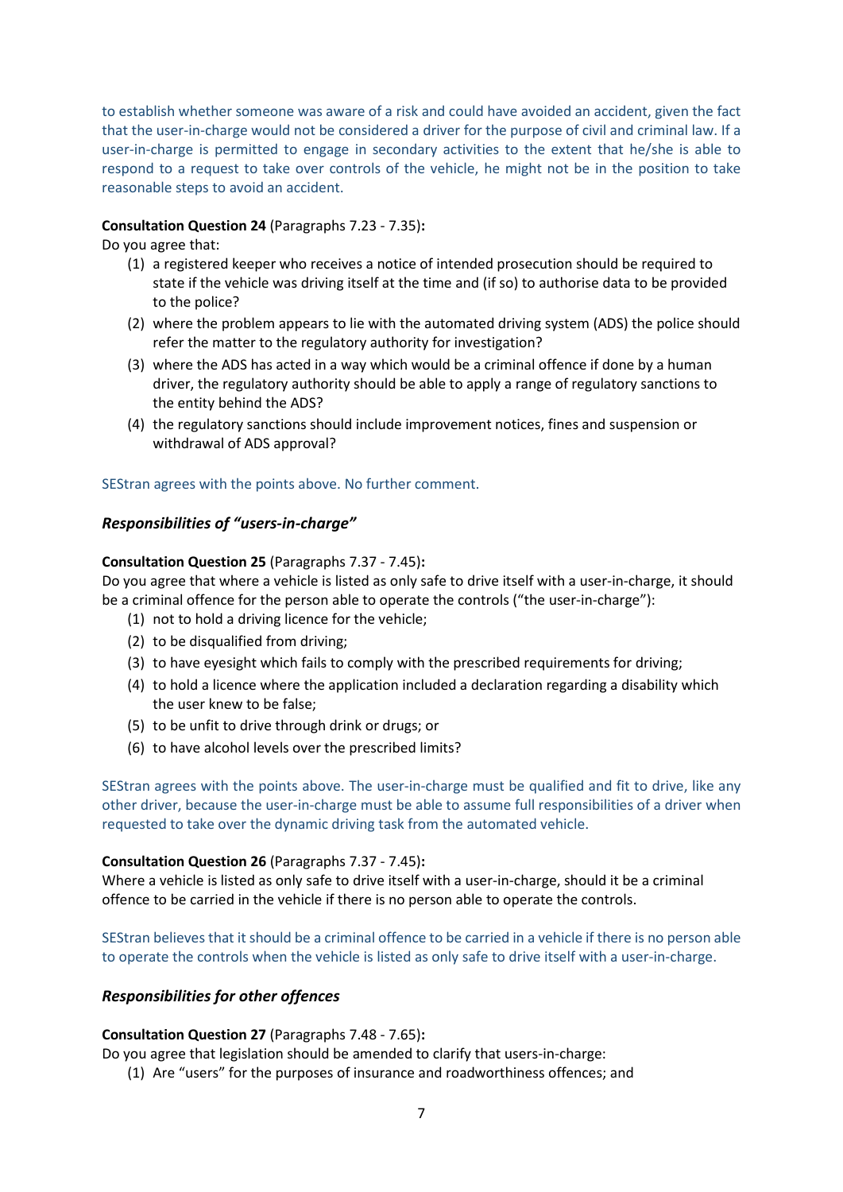to establish whether someone was aware of a risk and could have avoided an accident, given the fact that the user-in-charge would not be considered a driver for the purpose of civil and criminal law. If a user-in-charge is permitted to engage in secondary activities to the extent that he/she is able to respond to a request to take over controls of the vehicle, he might not be in the position to take reasonable steps to avoid an accident.

**Consultation Question 24** (Paragraphs 7.23 - 7.35)**:**

Do you agree that:

1. a registered keeper who receives a notice of intended prosecution should be required to state if the vehicle was driving itself at the time and (if so) to authorise data to be provided to the police?
2. where the problem appears to lie with the automated driving system (ADS) the police should refer the matter to the regulatory authority for investigation?
3. where the ADS has acted in a way which would be a criminal offence if done by a human driver, the regulatory authority should be able to apply a range of regulatory sanctions to the entity behind the ADS?
4. the regulatory sanctions should include improvement notices, fines and suspension or withdrawal of ADS approval?

SEStran agrees with the points above. No further comment.

### *Responsibilities of "users-in-charge"*

**Consultation Question 25** (Paragraphs 7.37 - 7.45)**:**

Do you agree that where a vehicle is listed as only safe to drive itself with a user-in-charge, it should be a criminal offence for the person able to operate the controls ("the user-in-charge"):

1. not to hold a driving licence for the vehicle;
2. to be disqualified from driving;
3. to have eyesight which fails to comply with the prescribed requirements for driving;
4. to hold a licence where the application included a declaration regarding a disability which the user knew to be false;
5. to be unfit to drive through drink or drugs; or
6. to have alcohol levels over the prescribed limits?

SEStran agrees with the points above. The user-in-charge must be qualified and fit to drive, like any other driver, because the user-in-charge must be able to assume full responsibilities of a driver when requested to take over the dynamic driving task from the automated vehicle.

**Consultation Question 26** (Paragraphs 7.37 - 7.45)**:**

Where a vehicle is listed as only safe to drive itself with a user-in-charge, should it be a criminal offence to be carried in the vehicle if there is no person able to operate the controls.

SEStran believes that it should be a criminal offence to be carried in a vehicle if there is no person able to operate the controls when the vehicle is listed as only safe to drive itself with a user-in-charge.

### *Responsibilities for other offences*

**Consultation Question 27** (Paragraphs 7.48 - 7.65)**:**

Do you agree that legislation should be amended to clarify that users-in-charge:

1. Are "users" for the purposes of insurance and roadworthiness offences; and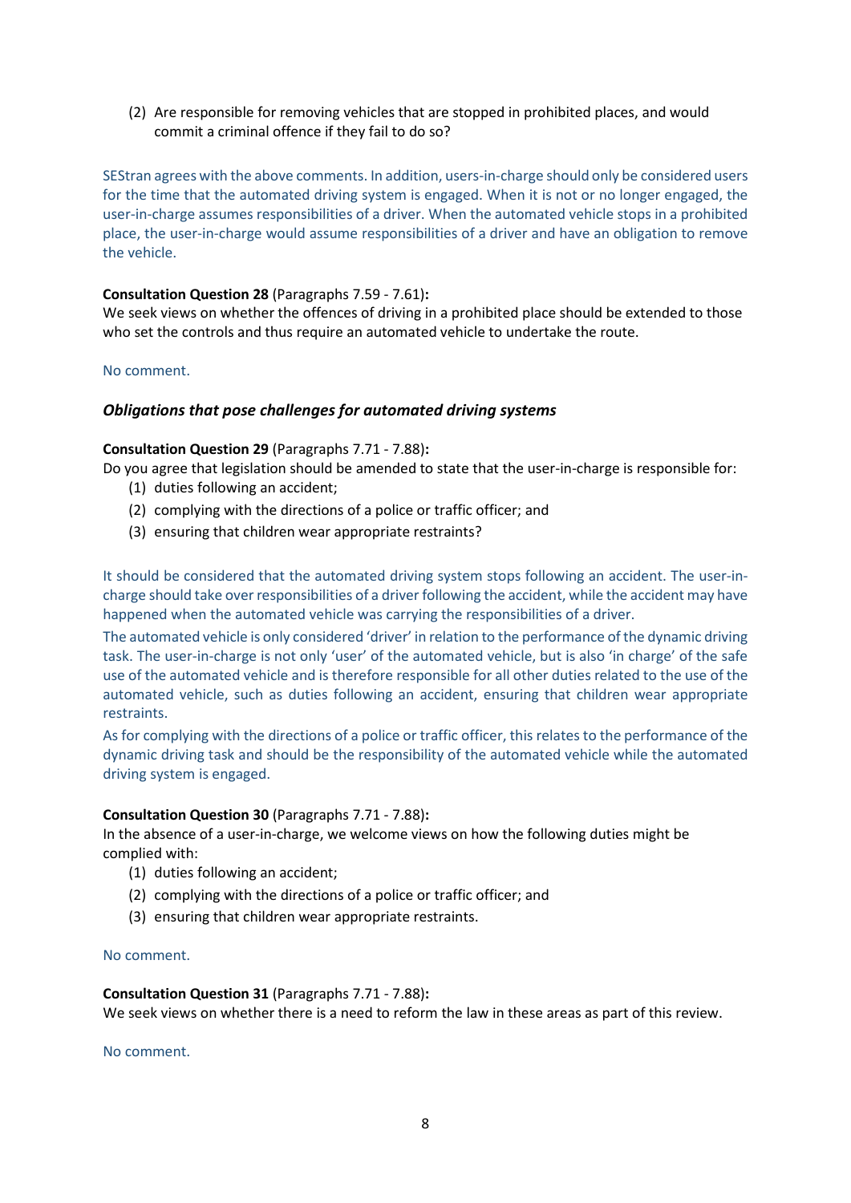(2) Are responsible for removing vehicles that are stopped in prohibited places, and would commit a criminal offence if they fail to do so?

SEStran agrees with the above comments. In addition, users-in-charge should only be considered users for the time that the automated driving system is engaged. When it is not or no longer engaged, the user-in-charge assumes responsibilities of a driver. When the automated vehicle stops in a prohibited place, the user-in-charge would assume responsibilities of a driver and have an obligation to remove the vehicle.

**Consultation Question 28** (Paragraphs 7.59 - 7.61)**:**
We seek views on whether the offences of driving in a prohibited place should be extended to those who set the controls and thus require an automated vehicle to undertake the route.

No comment.

### *Obligations that pose challenges for automated driving systems*

**Consultation Question 29** (Paragraphs 7.71 - 7.88)**:**
Do you agree that legislation should be amended to state that the user-in-charge is responsible for:

(1) duties following an accident;
(2) complying with the directions of a police or traffic officer; and
(3) ensuring that children wear appropriate restraints?

It should be considered that the automated driving system stops following an accident. The user-in-charge should take over responsibilities of a driver following the accident, while the accident may have happened when the automated vehicle was carrying the responsibilities of a driver.

The automated vehicle is only considered 'driver' in relation to the performance of the dynamic driving task. The user-in-charge is not only 'user' of the automated vehicle, but is also 'in charge' of the safe use of the automated vehicle and is therefore responsible for all other duties related to the use of the automated vehicle, such as duties following an accident, ensuring that children wear appropriate restraints.

As for complying with the directions of a police or traffic officer, this relates to the performance of the dynamic driving task and should be the responsibility of the automated vehicle while the automated driving system is engaged.

**Consultation Question 30** (Paragraphs 7.71 - 7.88)**:**
In the absence of a user-in-charge, we welcome views on how the following duties might be complied with:

(1) duties following an accident;
(2) complying with the directions of a police or traffic officer; and
(3) ensuring that children wear appropriate restraints.

No comment.

**Consultation Question 31** (Paragraphs 7.71 - 7.88)**:**
We seek views on whether there is a need to reform the law in these areas as part of this review.

No comment.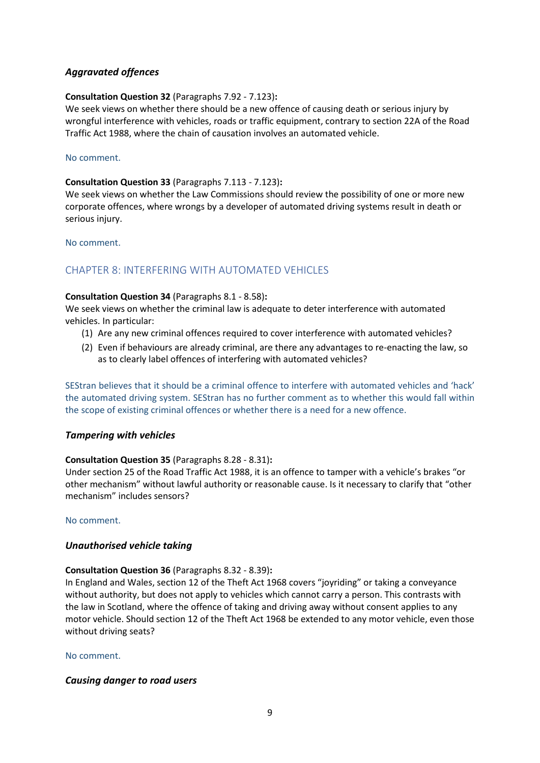### *Aggravated offences*

**Consultation Question 32** (Paragraphs 7.92 - 7.123)**:**
We seek views on whether there should be a new offence of causing death or serious injury by wrongful interference with vehicles, roads or traffic equipment, contrary to section 22A of the Road Traffic Act 1988, where the chain of causation involves an automated vehicle.

No comment.

**Consultation Question 33** (Paragraphs 7.113 - 7.123)**:**
We seek views on whether the Law Commissions should review the possibility of one or more new corporate offences, where wrongs by a developer of automated driving systems result in death or serious injury.

No comment.

## CHAPTER 8: INTERFERING WITH AUTOMATED VEHICLES

**Consultation Question 34** (Paragraphs 8.1 - 8.58)**:**
We seek views on whether the criminal law is adequate to deter interference with automated vehicles. In particular:

(1) Are any new criminal offences required to cover interference with automated vehicles?

(2) Even if behaviours are already criminal, are there any advantages to re-enacting the law, so as to clearly label offences of interfering with automated vehicles?

SEStran believes that it should be a criminal offence to interfere with automated vehicles and 'hack' the automated driving system. SEStran has no further comment as to whether this would fall within the scope of existing criminal offences or whether there is a need for a new offence.

### *Tampering with vehicles*

**Consultation Question 35** (Paragraphs 8.28 - 8.31)**:**
Under section 25 of the Road Traffic Act 1988, it is an offence to tamper with a vehicle's brakes "or other mechanism" without lawful authority or reasonable cause. Is it necessary to clarify that "other mechanism" includes sensors?

No comment.

### *Unauthorised vehicle taking*

**Consultation Question 36** (Paragraphs 8.32 - 8.39)**:**
In England and Wales, section 12 of the Theft Act 1968 covers "joyriding" or taking a conveyance without authority, but does not apply to vehicles which cannot carry a person. This contrasts with the law in Scotland, where the offence of taking and driving away without consent applies to any motor vehicle. Should section 12 of the Theft Act 1968 be extended to any motor vehicle, even those without driving seats?

No comment.

### *Causing danger to road users*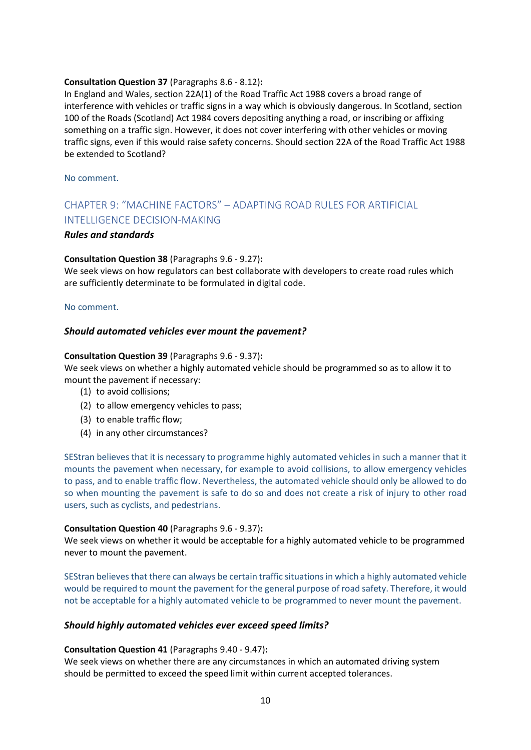**Consultation Question 37** (Paragraphs 8.6 - 8.12)**:**
In England and Wales, section 22A(1) of the Road Traffic Act 1988 covers a broad range of interference with vehicles or traffic signs in a way which is obviously dangerous. In Scotland, section 100 of the Roads (Scotland) Act 1984 covers depositing anything a road, or inscribing or affixing something on a traffic sign. However, it does not cover interfering with other vehicles or moving traffic signs, even if this would raise safety concerns. Should section 22A of the Road Traffic Act 1988 be extended to Scotland?

No comment.

## CHAPTER 9: "MACHINE FACTORS" – ADAPTING ROAD RULES FOR ARTIFICIAL INTELLIGENCE DECISION-MAKING

### *Rules and standards*

**Consultation Question 38** (Paragraphs 9.6 - 9.27)**:**
We seek views on how regulators can best collaborate with developers to create road rules which are sufficiently determinate to be formulated in digital code.

No comment.

### *Should automated vehicles ever mount the pavement?*

**Consultation Question 39** (Paragraphs 9.6 - 9.37)**:**
We seek views on whether a highly automated vehicle should be programmed so as to allow it to mount the pavement if necessary:

(1) to avoid collisions;
(2) to allow emergency vehicles to pass;
(3) to enable traffic flow;
(4) in any other circumstances?

SEStran believes that it is necessary to programme highly automated vehicles in such a manner that it mounts the pavement when necessary, for example to avoid collisions, to allow emergency vehicles to pass, and to enable traffic flow. Nevertheless, the automated vehicle should only be allowed to do so when mounting the pavement is safe to do so and does not create a risk of injury to other road users, such as cyclists, and pedestrians.

**Consultation Question 40** (Paragraphs 9.6 - 9.37)**:**
We seek views on whether it would be acceptable for a highly automated vehicle to be programmed never to mount the pavement.

SEStran believes that there can always be certain traffic situations in which a highly automated vehicle would be required to mount the pavement for the general purpose of road safety. Therefore, it would not be acceptable for a highly automated vehicle to be programmed to never mount the pavement.

### *Should highly automated vehicles ever exceed speed limits?*

**Consultation Question 41** (Paragraphs 9.40 - 9.47)**:**
We seek views on whether there are any circumstances in which an automated driving system should be permitted to exceed the speed limit within current accepted tolerances.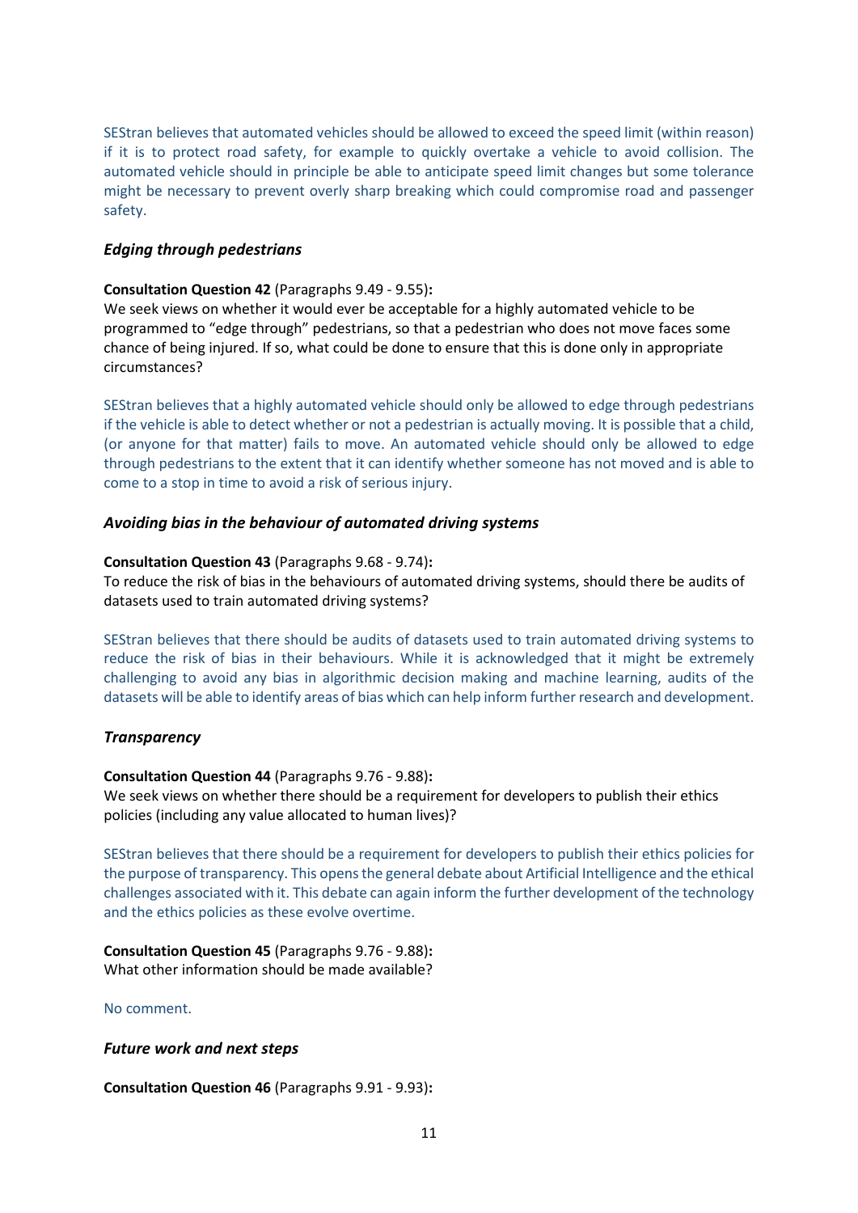SEStran believes that automated vehicles should be allowed to exceed the speed limit (within reason) if it is to protect road safety, for example to quickly overtake a vehicle to avoid collision. The automated vehicle should in principle be able to anticipate speed limit changes but some tolerance might be necessary to prevent overly sharp breaking which could compromise road and passenger safety.

### *Edging through pedestrians*

**Consultation Question 42** (Paragraphs 9.49 - 9.55)**:**
We seek views on whether it would ever be acceptable for a highly automated vehicle to be programmed to "edge through" pedestrians, so that a pedestrian who does not move faces some chance of being injured. If so, what could be done to ensure that this is done only in appropriate circumstances?

SEStran believes that a highly automated vehicle should only be allowed to edge through pedestrians if the vehicle is able to detect whether or not a pedestrian is actually moving. It is possible that a child, (or anyone for that matter) fails to move. An automated vehicle should only be allowed to edge through pedestrians to the extent that it can identify whether someone has not moved and is able to come to a stop in time to avoid a risk of serious injury.

### *Avoiding bias in the behaviour of automated driving systems*

**Consultation Question 43** (Paragraphs 9.68 - 9.74)**:**
To reduce the risk of bias in the behaviours of automated driving systems, should there be audits of datasets used to train automated driving systems?

SEStran believes that there should be audits of datasets used to train automated driving systems to reduce the risk of bias in their behaviours. While it is acknowledged that it might be extremely challenging to avoid any bias in algorithmic decision making and machine learning, audits of the datasets will be able to identify areas of bias which can help inform further research and development.

### *Transparency*

**Consultation Question 44** (Paragraphs 9.76 - 9.88)**:**
We seek views on whether there should be a requirement for developers to publish their ethics policies (including any value allocated to human lives)?

SEStran believes that there should be a requirement for developers to publish their ethics policies for the purpose of transparency. This opens the general debate about Artificial Intelligence and the ethical challenges associated with it. This debate can again inform the further development of the technology and the ethics policies as these evolve overtime.

**Consultation Question 45** (Paragraphs 9.76 - 9.88)**:**
What other information should be made available?

No comment.

### *Future work and next steps*

**Consultation Question 46** (Paragraphs 9.91 - 9.93)**:**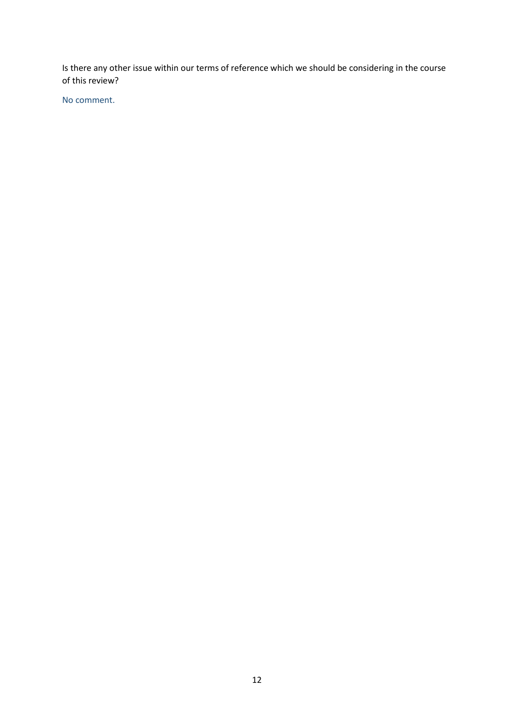Is there any other issue within our terms of reference which we should be considering in the course of this review?

No comment.